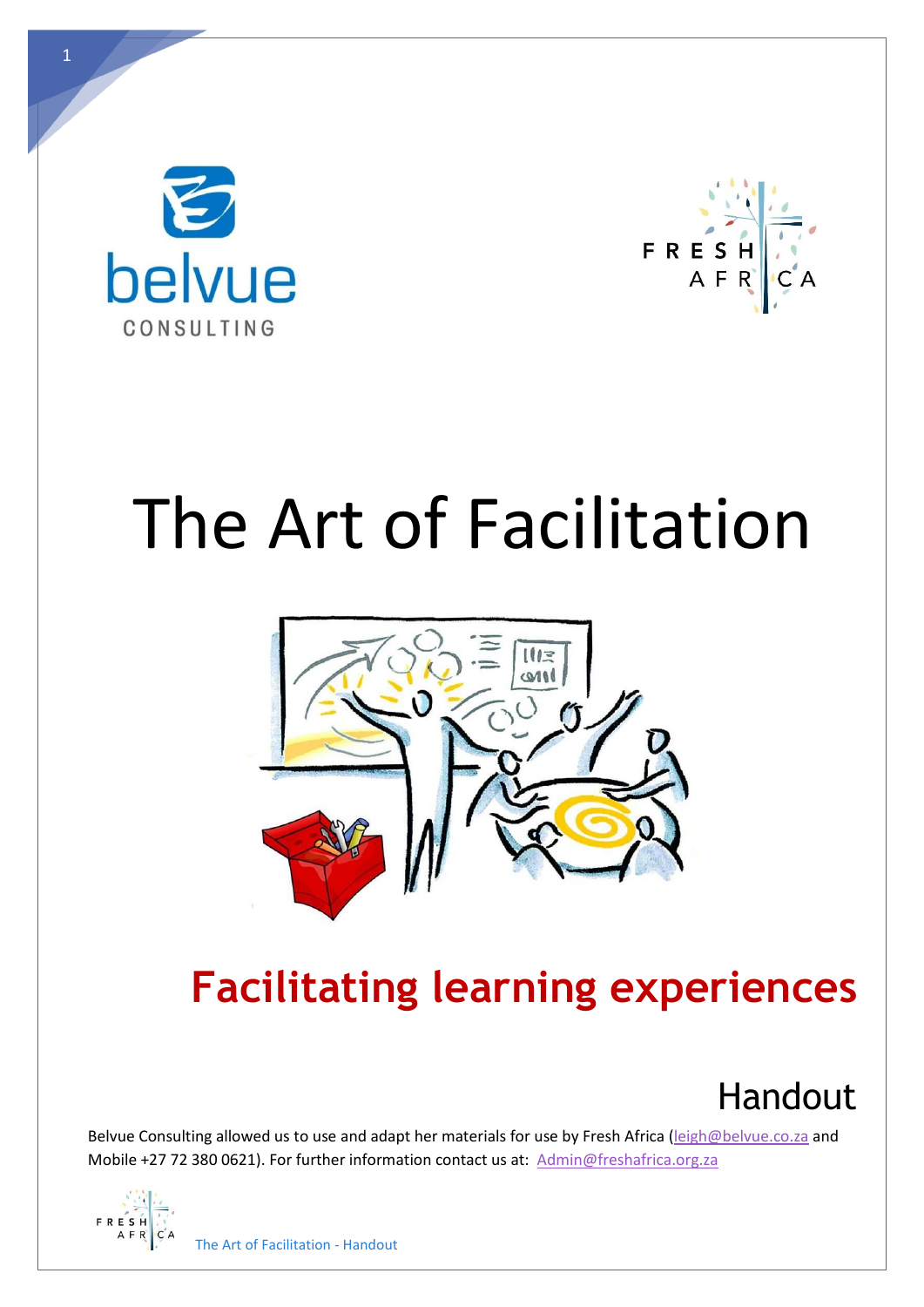# The Art of Facilitation

## Facilitating learning experiences

Handout

Belvue Consulting allowed us to use and adapt her materials for use by Fresh Africa (leigh@belvue.co.za and Mobile +27 72 380 0621). For further information contact us at: Admin@freshafrica.org.za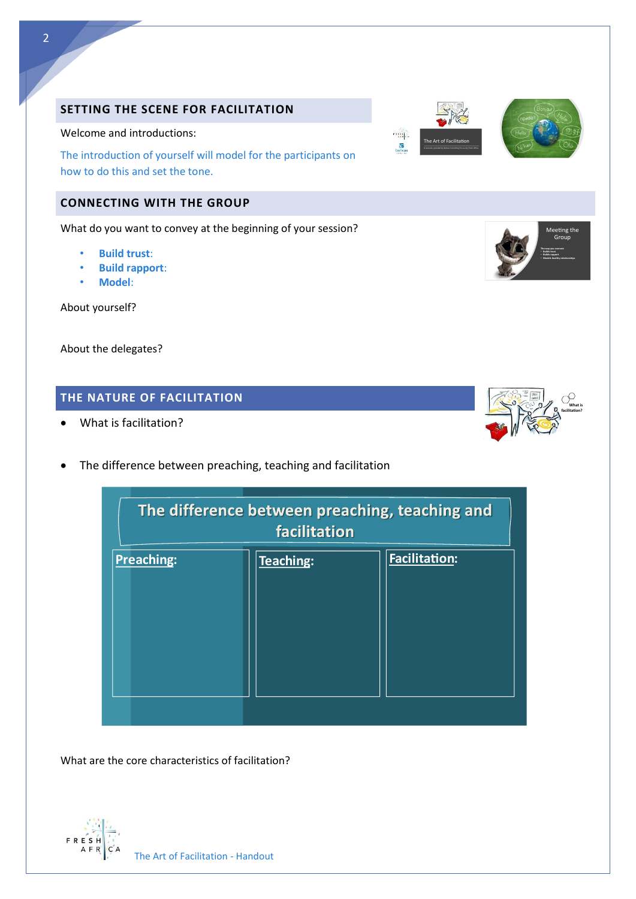## SETTING THE SCENE FOR FACILITATION

Welcome and introductions:

The introduction of yourself will model for the participants on how to do this and set the tone.

## CONNECTING WITH THE GROUP

What do you want to convey at the beginning of your session?

- **Build trust**:
- **Build rapport**:
- **Model**:

About yourself?

About the delegates?

## THE NATURE OF FACILITATION

- What is facilitation?

- The difference between preaching, teaching and facilitation

| The difference between preaching, teaching and facilitation | | |
|---|---|---|
| **Preaching:** | **Teaching:** | **Facilitation:** |
| | | |

What are the core characteristics of facilitation?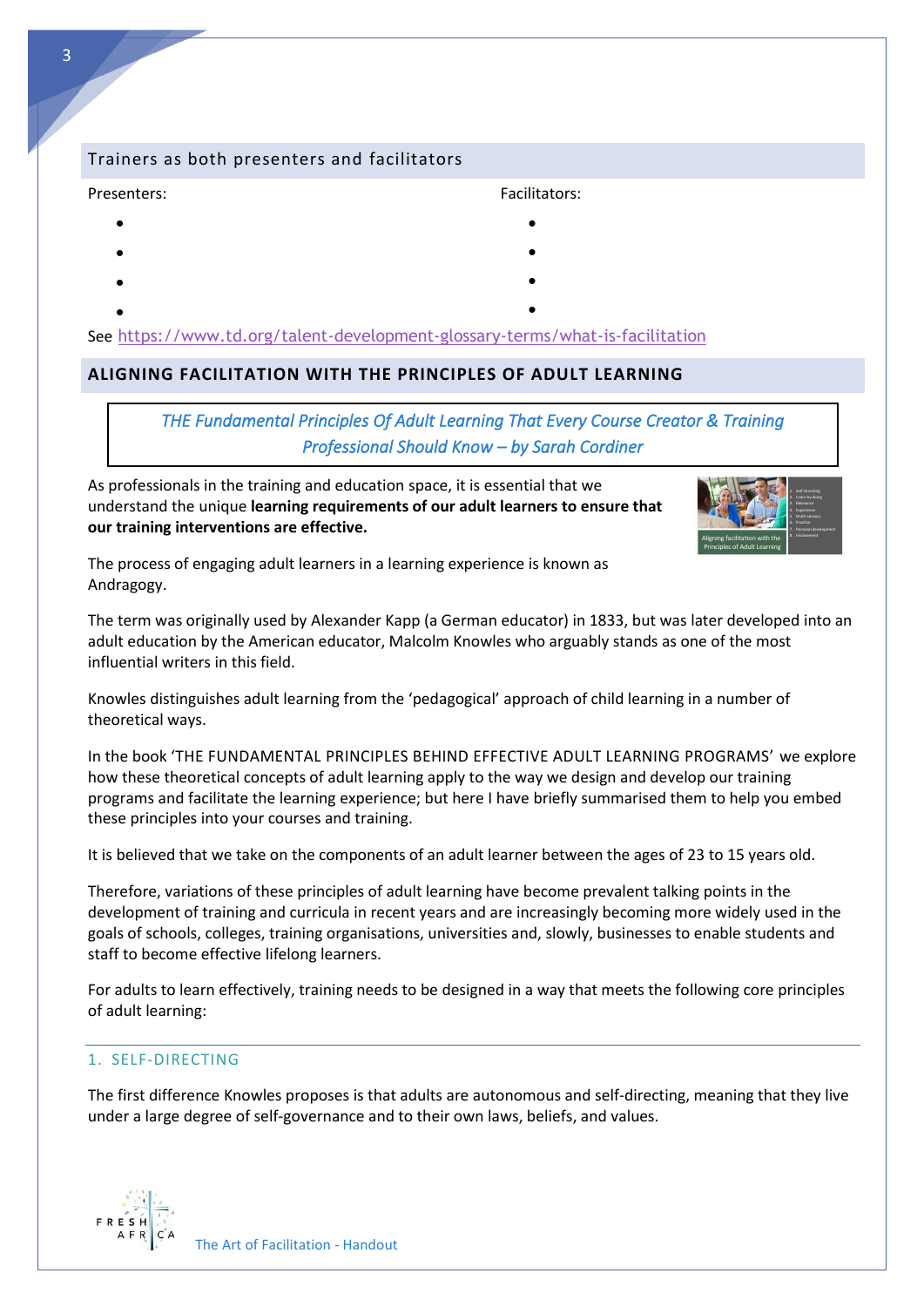## Trainers as both presenters and facilitators

Presenters:

- 
- 
- 
- 

Facilitators:

- 
- 
- 
- 

See https://www.td.org/talent-development-glossary-terms/what-is-facilitation

## ALIGNING FACILITATION WITH THE PRINCIPLES OF ADULT LEARNING

*THE Fundamental Principles Of Adult Learning That Every Course Creator & Training Professional Should Know – by Sarah Cordiner*

As professionals in the training and education space, it is essential that we understand the unique **learning requirements of our adult learners to ensure that our training interventions are effective.**

The process of engaging adult learners in a learning experience is known as Andragogy.

The term was originally used by Alexander Kapp (a German educator) in 1833, but was later developed into an adult education by the American educator, Malcolm Knowles who arguably stands as one of the most influential writers in this field.

Knowles distinguishes adult learning from the 'pedagogical' approach of child learning in a number of theoretical ways.

In the book 'THE FUNDAMENTAL PRINCIPLES BEHIND EFFECTIVE ADULT LEARNING PROGRAMS' we explore how these theoretical concepts of adult learning apply to the way we design and develop our training programs and facilitate the learning experience; but here I have briefly summarised them to help you embed these principles into your courses and training.

It is believed that we take on the components of an adult learner between the ages of 23 to 15 years old.

Therefore, variations of these principles of adult learning have become prevalent talking points in the development of training and curricula in recent years and are increasingly becoming more widely used in the goals of schools, colleges, training organisations, universities and, slowly, businesses to enable students and staff to become effective lifelong learners.

For adults to learn effectively, training needs to be designed in a way that meets the following core principles of adult learning:

### 1. SELF-DIRECTING

The first difference Knowles proposes is that adults are autonomous and self-directing, meaning that they live under a large degree of self-governance and to their own laws, beliefs, and values.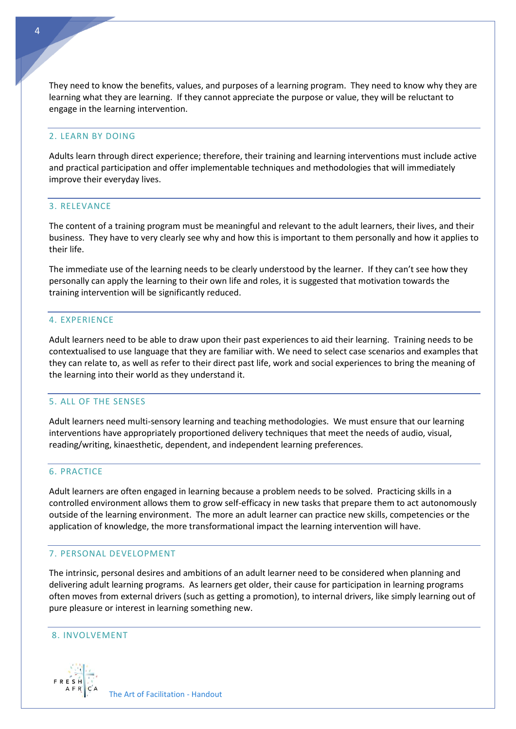They need to know the benefits, values, and purposes of a learning program. They need to know why they are learning what they are learning. If they cannot appreciate the purpose or value, they will be reluctant to engage in the learning intervention.

### 2. LEARN BY DOING

Adults learn through direct experience; therefore, their training and learning interventions must include active and practical participation and offer implementable techniques and methodologies that will immediately improve their everyday lives.

### 3. RELEVANCE

The content of a training program must be meaningful and relevant to the adult learners, their lives, and their business. They have to very clearly see why and how this is important to them personally and how it applies to their life.

The immediate use of the learning needs to be clearly understood by the learner. If they can't see how they personally can apply the learning to their own life and roles, it is suggested that motivation towards the training intervention will be significantly reduced.

### 4. EXPERIENCE

Adult learners need to be able to draw upon their past experiences to aid their learning. Training needs to be contextualised to use language that they are familiar with. We need to select case scenarios and examples that they can relate to, as well as refer to their direct past life, work and social experiences to bring the meaning of the learning into their world as they understand it.

### 5. ALL OF THE SENSES

Adult learners need multi-sensory learning and teaching methodologies. We must ensure that our learning interventions have appropriately proportioned delivery techniques that meet the needs of audio, visual, reading/writing, kinaesthetic, dependent, and independent learning preferences.

### 6. PRACTICE

Adult learners are often engaged in learning because a problem needs to be solved. Practicing skills in a controlled environment allows them to grow self-efficacy in new tasks that prepare them to act autonomously outside of the learning environment. The more an adult learner can practice new skills, competencies or the application of knowledge, the more transformational impact the learning intervention will have.

### 7. PERSONAL DEVELOPMENT

The intrinsic, personal desires and ambitions of an adult learner need to be considered when planning and delivering adult learning programs. As learners get older, their cause for participation in learning programs often moves from external drivers (such as getting a promotion), to internal drivers, like simply learning out of pure pleasure or interest in learning something new.

### 8. INVOLVEMENT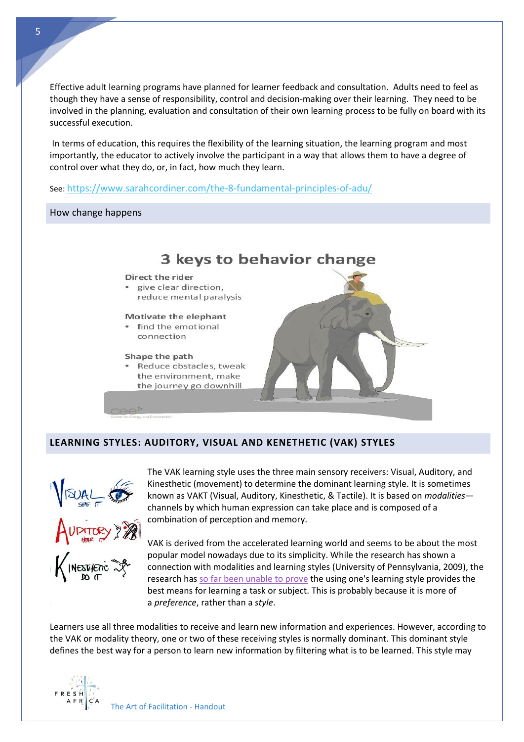Effective adult learning programs have planned for learner feedback and consultation. Adults need to feel as though they have a sense of responsibility, control and decision-making over their learning. They need to be involved in the planning, evaluation and consultation of their own learning process to be fully on board with its successful execution.

In terms of education, this requires the flexibility of the learning situation, the learning program and most importantly, the educator to actively involve the participant in a way that allows them to have a degree of control over what they do, or, in fact, how much they learn.

See: https://www.sarahcordiner.com/the-8-fundamental-principles-of-adu/

## How change happens

**3 keys to behavior change**

**Direct the rider**
- give clear direction, reduce mental paralysis

**Motivate the elephant**
- find the emotional connection

**Shape the path**
- Reduce obstacles, tweak the environment, make the journey go downhill

## LEARNING STYLES: AUDITORY, VISUAL AND KENETHETIC (VAK) STYLES

The VAK learning style uses the three main sensory receivers: Visual, Auditory, and Kinesthetic (movement) to determine the dominant learning style. It is sometimes known as VAKT (Visual, Auditory, Kinesthetic, & Tactile). It is based on *modalities*—channels by which human expression can take place and is composed of a combination of perception and memory.

VAK is derived from the accelerated learning world and seems to be about the most popular model nowadays due to its simplicity. While the research has shown a connection with modalities and learning styles (University of Pennsylvania, 2009), the research has so far been unable to prove the using one's learning style provides the best means for learning a task or subject. This is probably because it is more of a *preference*, rather than a *style*.

Learners use all three modalities to receive and learn new information and experiences. However, according to the VAK or modality theory, one or two of these receiving styles is normally dominant. This dominant style defines the best way for a person to learn new information by filtering what is to be learned. This style may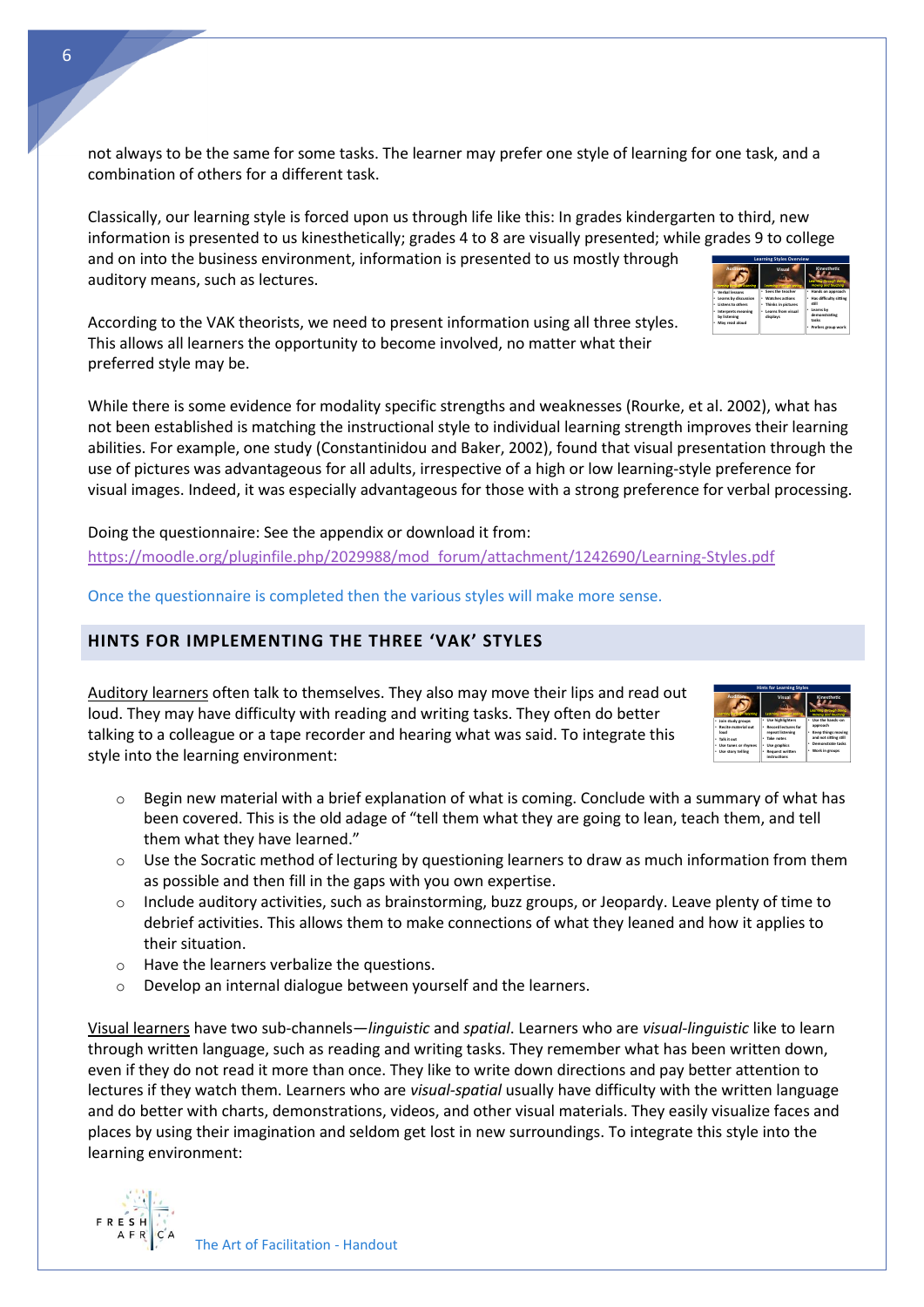not always to be the same for some tasks. The learner may prefer one style of learning for one task, and a combination of others for a different task.

Classically, our learning style is forced upon us through life like this: In grades kindergarten to third, new information is presented to us kinesthetically; grades 4 to 8 are visually presented; while grades 9 to college and on into the business environment, information is presented to us mostly through auditory means, such as lectures.

According to the VAK theorists, we need to present information using all three styles. This allows all learners the opportunity to become involved, no matter what their preferred style may be.

While there is some evidence for modality specific strengths and weaknesses (Rourke, et al. 2002), what has not been established is matching the instructional style to individual learning strength improves their learning abilities. For example, one study (Constantinidou and Baker, 2002), found that visual presentation through the use of pictures was advantageous for all adults, irrespective of a high or low learning-style preference for visual images. Indeed, it was especially advantageous for those with a strong preference for verbal processing.

Doing the questionnaire: See the appendix or download it from: https://moodle.org/pluginfile.php/2029988/mod_forum/attachment/1242690/Learning-Styles.pdf

Once the questionnaire is completed then the various styles will make more sense.

## HINTS FOR IMPLEMENTING THE THREE 'VAK' STYLES

Auditory learners often talk to themselves. They also may move their lips and read out loud. They may have difficulty with reading and writing tasks. They often do better talking to a colleague or a tape recorder and hearing what was said. To integrate this style into the learning environment:

- Begin new material with a brief explanation of what is coming. Conclude with a summary of what has been covered. This is the old adage of "tell them what they are going to lean, teach them, and tell them what they have learned."
- Use the Socratic method of lecturing by questioning learners to draw as much information from them as possible and then fill in the gaps with you own expertise.
- Include auditory activities, such as brainstorming, buzz groups, or Jeopardy. Leave plenty of time to debrief activities. This allows them to make connections of what they leaned and how it applies to their situation.
- Have the learners verbalize the questions.
- Develop an internal dialogue between yourself and the learners.

Visual learners have two sub-channels—*linguistic* and *spatial*. Learners who are *visual-linguistic* like to learn through written language, such as reading and writing tasks. They remember what has been written down, even if they do not read it more than once. They like to write down directions and pay better attention to lectures if they watch them. Learners who are *visual-spatial* usually have difficulty with the written language and do better with charts, demonstrations, videos, and other visual materials. They easily visualize faces and places by using their imagination and seldom get lost in new surroundings. To integrate this style into the learning environment: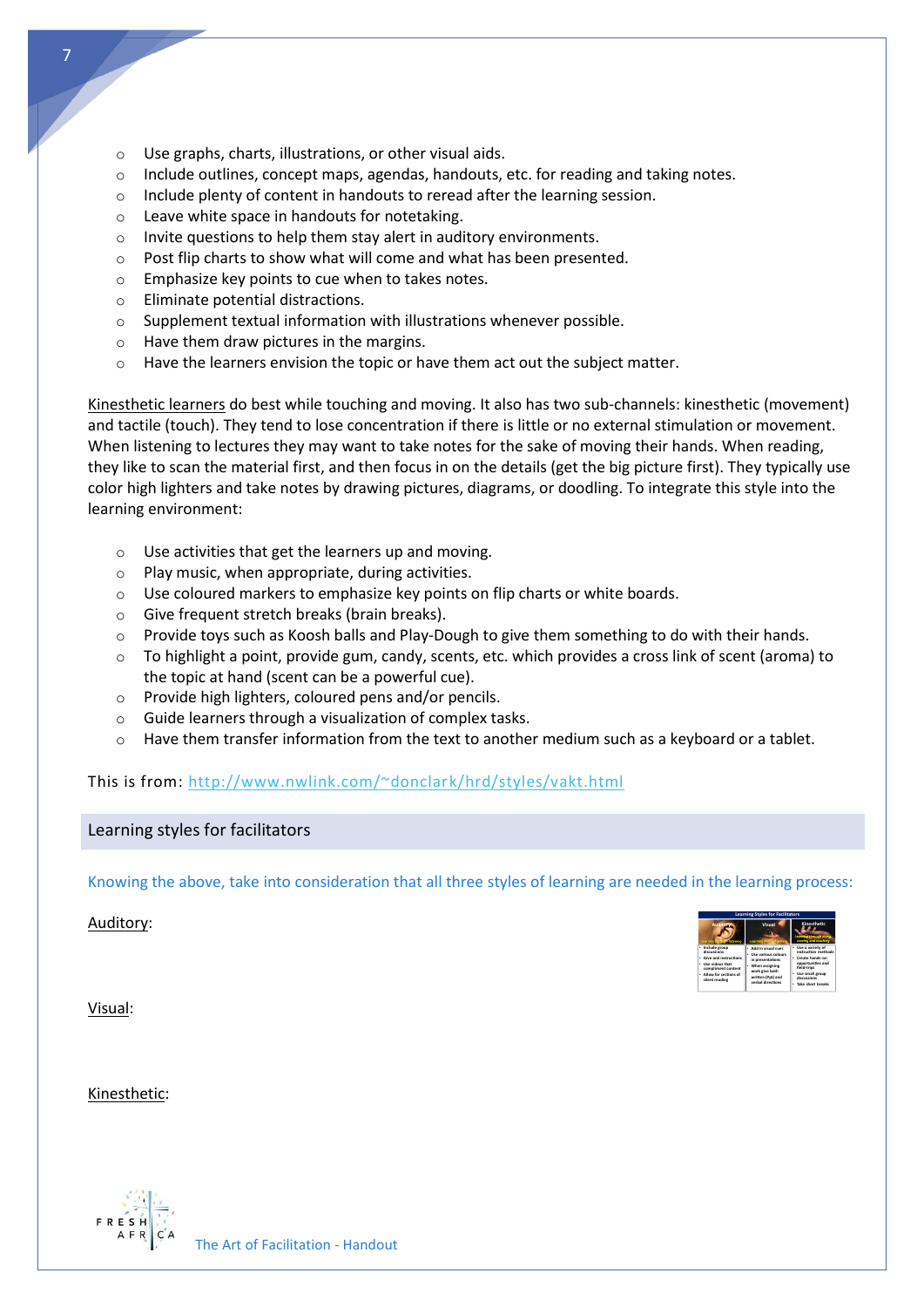- Use graphs, charts, illustrations, or other visual aids.
- Include outlines, concept maps, agendas, handouts, etc. for reading and taking notes.
- Include plenty of content in handouts to reread after the learning session.
- Leave white space in handouts for notetaking.
- Invite questions to help them stay alert in auditory environments.
- Post flip charts to show what will come and what has been presented.
- Emphasize key points to cue when to takes notes.
- Eliminate potential distractions.
- Supplement textual information with illustrations whenever possible.
- Have them draw pictures in the margins.
- Have the learners envision the topic or have them act out the subject matter.

Kinesthetic learners do best while touching and moving. It also has two sub-channels: kinesthetic (movement) and tactile (touch). They tend to lose concentration if there is little or no external stimulation or movement. When listening to lectures they may want to take notes for the sake of moving their hands. When reading, they like to scan the material first, and then focus in on the details (get the big picture first). They typically use color high lighters and take notes by drawing pictures, diagrams, or doodling. To integrate this style into the learning environment:

- Use activities that get the learners up and moving.
- Play music, when appropriate, during activities.
- Use coloured markers to emphasize key points on flip charts or white boards.
- Give frequent stretch breaks (brain breaks).
- Provide toys such as Koosh balls and Play-Dough to give them something to do with their hands.
- To highlight a point, provide gum, candy, scents, etc. which provides a cross link of scent (aroma) to the topic at hand (scent can be a powerful cue).
- Provide high lighters, coloured pens and/or pencils.
- Guide learners through a visualization of complex tasks.
- Have them transfer information from the text to another medium such as a keyboard or a tablet.

This is from: http://www.nwlink.com/~donclark/hrd/styles/vakt.html

## Learning styles for facilitators

Knowing the above, take into consideration that all three styles of learning are needed in the learning process:

Auditory:

Visual:

Kinesthetic: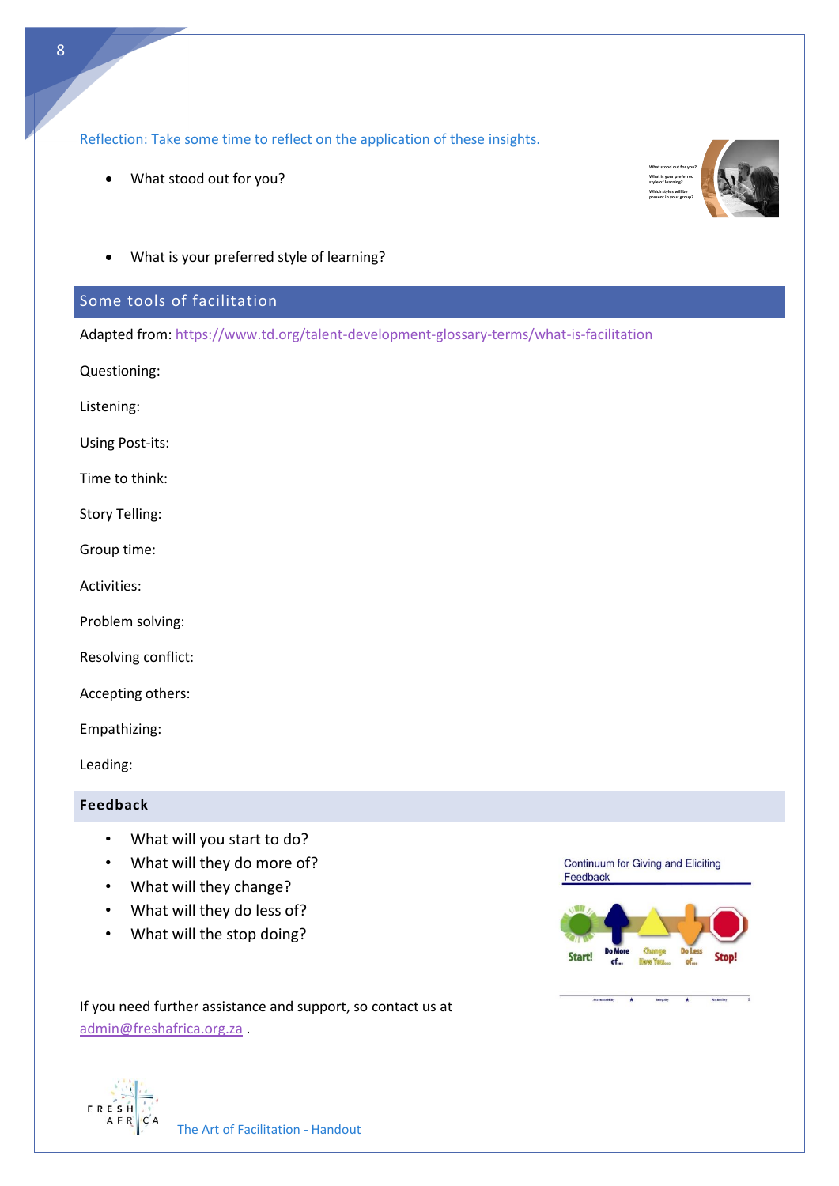Reflection: Take some time to reflect on the application of these insights.

- What stood out for you?

- What is your preferred style of learning?

## Some tools of facilitation

Adapted from: https://www.td.org/talent-development-glossary-terms/what-is-facilitation

Questioning:

Listening:

Using Post-its:

Time to think:

Story Telling:

Group time:

Activities:

Problem solving:

Resolving conflict:

Accepting others:

Empathizing:

Leading:

### Feedback

- What will you start to do?
- What will they do more of?
- What will they change?
- What will they do less of?
- What will the stop doing?

If you need further assistance and support, so contact us at admin@freshafrica.org.za .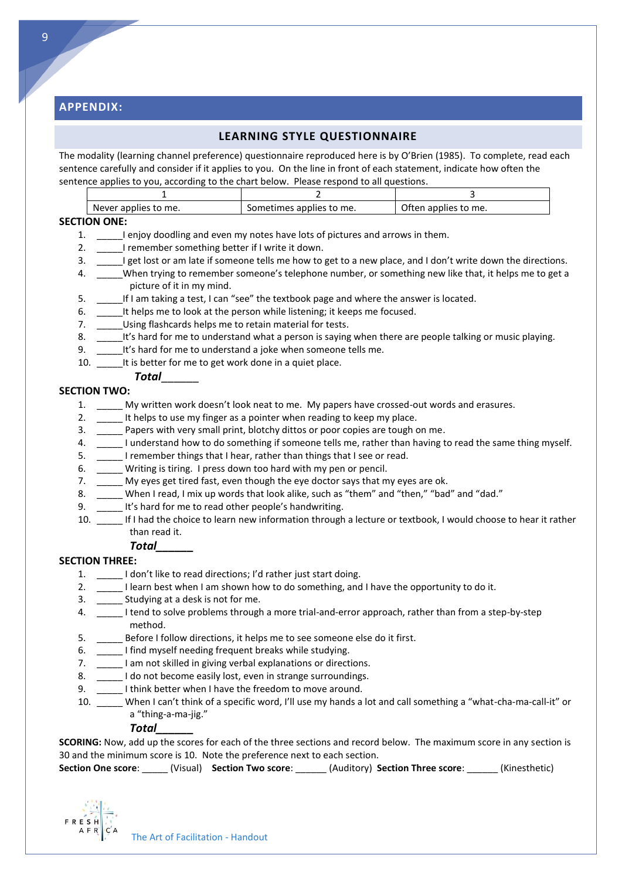## APPENDIX:

### LEARNING STYLE QUESTIONNAIRE

The modality (learning channel preference) questionnaire reproduced here is by O'Brien (1985). To complete, read each sentence carefully and consider if it applies to you. On the line in front of each statement, indicate how often the sentence applies to you, according to the chart below. Please respond to all questions.

| 1 | 2 | 3 |
|---|---|---|
| Never applies to me. | Sometimes applies to me. | Often applies to me. |

**SECTION ONE:**

1. _____I enjoy doodling and even my notes have lots of pictures and arrows in them.
2. _____I remember something better if I write it down.
3. _____I get lost or am late if someone tells me how to get to a new place, and I don't write down the directions.
4. _____When trying to remember someone's telephone number, or something new like that, it helps me to get a picture of it in my mind.
5. _____If I am taking a test, I can "see" the textbook page and where the answer is located.
6. _____It helps me to look at the person while listening; it keeps me focused.
7. _____Using flashcards helps me to retain material for tests.
8. _____It's hard for me to understand what a person is saying when there are people talking or music playing.
9. _____It's hard for me to understand a joke when someone tells me.
10. _____It is better for me to get work done in a quiet place.

***Total***______

**SECTION TWO:**

1. _____ My written work doesn't look neat to me. My papers have crossed-out words and erasures.
2. _____ It helps to use my finger as a pointer when reading to keep my place.
3. _____ Papers with very small print, blotchy dittos or poor copies are tough on me.
4. _____ I understand how to do something if someone tells me, rather than having to read the same thing myself.
5. _____ I remember things that I hear, rather than things that I see or read.
6. _____ Writing is tiring. I press down too hard with my pen or pencil.
7. _____ My eyes get tired fast, even though the eye doctor says that my eyes are ok.
8. _____ When I read, I mix up words that look alike, such as "them" and "then," "bad" and "dad."
9. _____ It's hard for me to read other people's handwriting.
10. _____ If I had the choice to learn new information through a lecture or textbook, I would choose to hear it rather than read it.

***Total______***

**SECTION THREE:**

1. _____ I don't like to read directions; I'd rather just start doing.
2. _____ I learn best when I am shown how to do something, and I have the opportunity to do it.
3. _____ Studying at a desk is not for me.
4. _____ I tend to solve problems through a more trial-and-error approach, rather than from a step-by-step method.
5. _____ Before I follow directions, it helps me to see someone else do it first.
6. _____ I find myself needing frequent breaks while studying.
7. _____ I am not skilled in giving verbal explanations or directions.
8. _____ I do not become easily lost, even in strange surroundings.
9. _____ I think better when I have the freedom to move around.
10. _____ When I can't think of a specific word, I'll use my hands a lot and call something a "what-cha-ma-call-it" or a "thing-a-ma-jig."

***Total______***

**SCORING:** Now, add up the scores for each of the three sections and record below. The maximum score in any section is 30 and the minimum score is 10. Note the preference next to each section.

**Section One score**: _____ (Visual) **Section Two score**: ______ (Auditory) **Section Three score**: ______ (Kinesthetic)